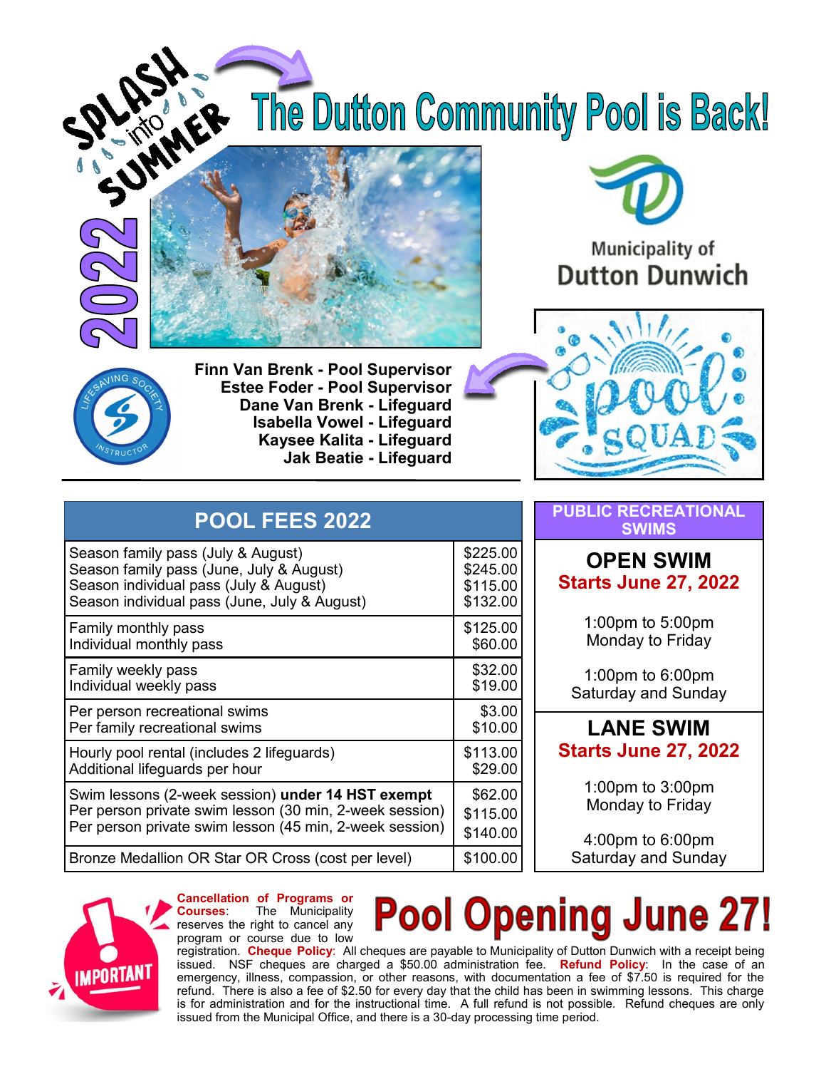SPLASH into SUMMER 2022

# The Dutton Community Pool is Back!

Municipality of Dutton Dunwich

Lifesaving Society Instructor

**Finn Van Brenk - Pool Supervisor**
**Estee Foder - Pool Supervisor**
**Dane Van Brenk - Lifeguard**
**Isabella Vowel - Lifeguard**
**Kaysee Kalita - Lifeguard**
**Jak Beatie - Lifeguard**

pool SQUAD

## POOL FEES 2022

| Item | Fee |
|---|---|
| Season family pass (July & August) | $225.00 |
| Season family pass (June, July & August) | $245.00 |
| Season individual pass (July & August) | $115.00 |
| Season individual pass (June, July & August) | $132.00 |
| Family monthly pass | $125.00 |
| Individual monthly pass | $60.00 |
| Family weekly pass | $32.00 |
| Individual weekly pass | $19.00 |
| Per person recreational swims | $3.00 |
| Per family recreational swims | $10.00 |
| Hourly pool rental (includes 2 lifeguards) | $113.00 |
| Additional lifeguards per hour | $29.00 |
| Swim lessons (2-week session) **under 14 HST exempt** | $62.00 |
| Per person private swim lesson (30 min, 2-week session) | $115.00 |
| Per person private swim lesson (45 min, 2-week session) | $140.00 |
| Bronze Medallion OR Star OR Cross (cost per level) | $100.00 |

## PUBLIC RECREATIONAL SWIMS

### OPEN SWIM
**Starts June 27, 2022**

1:00pm to 5:00pm
Monday to Friday

1:00pm to 6:00pm
Saturday and Sunday

### LANE SWIM
**Starts June 27, 2022**

1:00pm to 3:00pm
Monday to Friday

4:00pm to 6:00pm
Saturday and Sunday

# Pool Opening June 27!

IMPORTANT

**Cancellation of Programs or Courses**: The Municipality reserves the right to cancel any program or course due to low registration. **Cheque Policy**: All cheques are payable to Municipality of Dutton Dunwich with a receipt being issued. NSF cheques are charged a $50.00 administration fee. **Refund Policy**: In the case of an emergency, illness, compassion, or other reasons, with documentation a fee of $7.50 is required for the refund. There is also a fee of $2.50 for every day that the child has been in swimming lessons. This charge is for administration and for the instructional time. A full refund is not possible. Refund cheques are only issued from the Municipal Office, and there is a 30-day processing time period.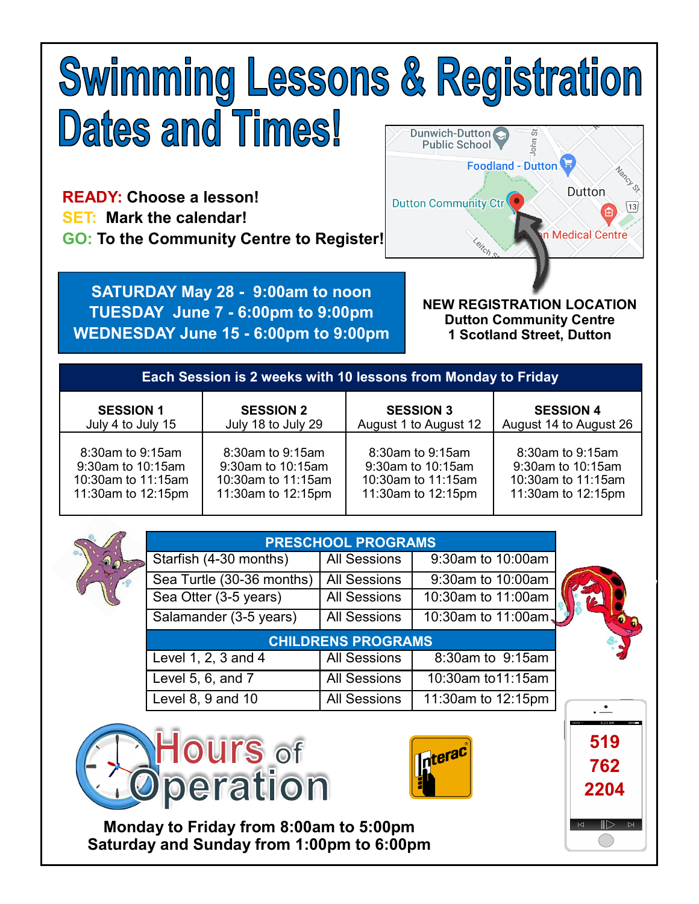# Swimming Lessons & Registration Dates and Times!

**READY:** Choose a lesson!
**SET:** Mark the calendar!
**GO:** To the Community Centre to Register!

Dunwich-Dutton Public School
Foodland - Dutton
Dutton Community Ctr
Dutton
Medical Centre
John St
Nancy St
Leitch St
13

**SATURDAY May 28 - 9:00am to noon**
**TUESDAY June 7 - 6:00pm to 9:00pm**
**WEDNESDAY June 15 - 6:00pm to 9:00pm**

**NEW REGISTRATION LOCATION**
**Dutton Community Centre**
**1 Scotland Street, Dutton**

**Each Session is 2 weeks with 10 lessons from Monday to Friday**

| SESSION 1<br>July 4 to July 15 | SESSION 2<br>July 18 to July 29 | SESSION 3<br>August 1 to August 12 | SESSION 4<br>August 14 to August 26 |
|---|---|---|---|
| 8:30am to 9:15am<br>9:30am to 10:15am<br>10:30am to 11:15am<br>11:30am to 12:15pm | 8:30am to 9:15am<br>9:30am to 10:15am<br>10:30am to 11:15am<br>11:30am to 12:15pm | 8:30am to 9:15am<br>9:30am to 10:15am<br>10:30am to 11:15am<br>11:30am to 12:15pm | 8:30am to 9:15am<br>9:30am to 10:15am<br>10:30am to 11:15am<br>11:30am to 12:15pm |

| PRESCHOOL PROGRAMS | | |
|---|---|---|
| Starfish (4-30 months) | All Sessions | 9:30am to 10:00am |
| Sea Turtle (30-36 months) | All Sessions | 9:30am to 10:00am |
| Sea Otter (3-5 years) | All Sessions | 10:30am to 11:00am |
| Salamander (3-5 years) | All Sessions | 10:30am to 11:00am |
| **CHILDRENS PROGRAMS** | | |
| Level 1, 2, 3 and 4 | All Sessions | 8:30am to 9:15am |
| Level 5, 6, and 7 | All Sessions | 10:30am to11:15am |
| Level 8, 9 and 10 | All Sessions | 11:30am to 12:15pm |

## Hours of Operation

Interac

519 762 2204

**Monday to Friday from 8:00am to 5:00pm**
**Saturday and Sunday from 1:00pm to 6:00pm**